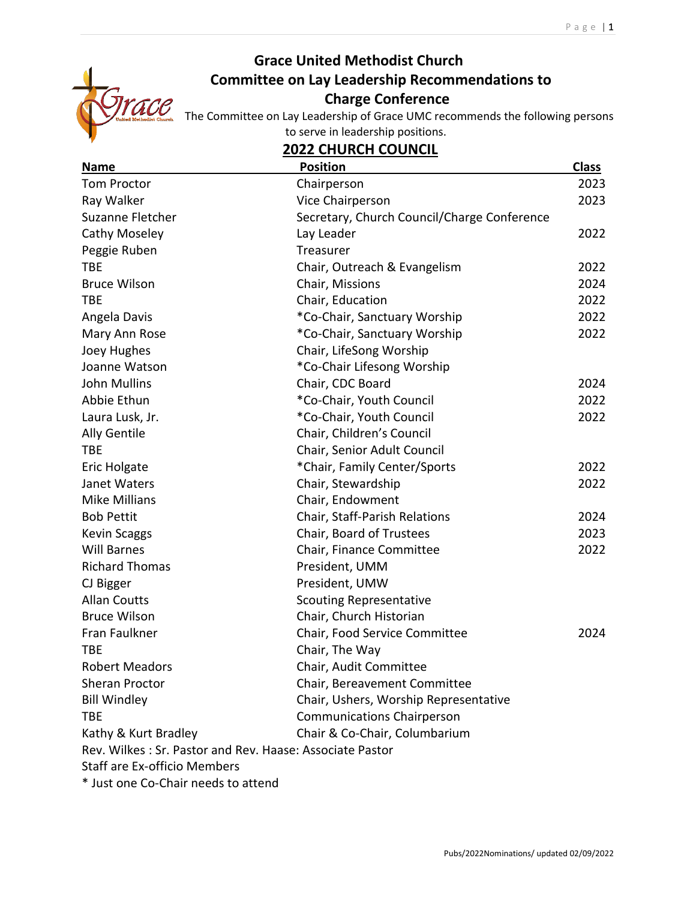# Grace United Methodist Church

## Committee on Lay Leadership Recommendations to Charge Conference

The Committee on Lay Leadership of Grace UMC recommends the following persons to serve in leadership positions.

## 2022 CHURCH COUNCIL

| Name | Position | Class |
|---|---|---|
| Tom Proctor | Chairperson | 2023 |
| Ray Walker | Vice Chairperson | 2023 |
| Suzanne Fletcher | Secretary, Church Council/Charge Conference | |
| Cathy Moseley | Lay Leader | 2022 |
| Peggie Ruben | Treasurer | |
| TBE | Chair, Outreach & Evangelism | 2022 |
| Bruce Wilson | Chair, Missions | 2024 |
| TBE | Chair, Education | 2022 |
| Angela Davis | *Co-Chair, Sanctuary Worship | 2022 |
| Mary Ann Rose | *Co-Chair, Sanctuary Worship | 2022 |
| Joey Hughes | Chair, LifeSong Worship | |
| Joanne Watson | *Co-Chair Lifesong Worship | |
| John Mullins | Chair, CDC Board | 2024 |
| Abbie Ethun | *Co-Chair, Youth Council | 2022 |
| Laura Lusk, Jr. | *Co-Chair, Youth Council | 2022 |
| Ally Gentile | Chair, Children's Council | |
| TBE | Chair, Senior Adult Council | |
| Eric Holgate | *Chair, Family Center/Sports | 2022 |
| Janet Waters | Chair, Stewardship | 2022 |
| Mike Millians | Chair, Endowment | |
| Bob Pettit | Chair, Staff-Parish Relations | 2024 |
| Kevin Scaggs | Chair, Board of Trustees | 2023 |
| Will Barnes | Chair, Finance Committee | 2022 |
| Richard Thomas | President, UMM | |
| CJ Bigger | President, UMW | |
| Allan Coutts | Scouting Representative | |
| Bruce Wilson | Chair, Church Historian | |
| Fran Faulkner | Chair, Food Service Committee | 2024 |
| TBE | Chair, The Way | |
| Robert Meadors | Chair, Audit Committee | |
| Sheran Proctor | Chair, Bereavement Committee | |
| Bill Windley | Chair, Ushers, Worship Representative | |
| TBE | Communications Chairperson | |
| Kathy & Kurt Bradley | Chair & Co-Chair, Columbarium | |

Rev. Wilkes : Sr. Pastor and Rev. Haase: Associate Pastor

Staff are Ex-officio Members

* Just one Co-Chair needs to attend

Pubs/2022Nominations/ updated 02/09/2022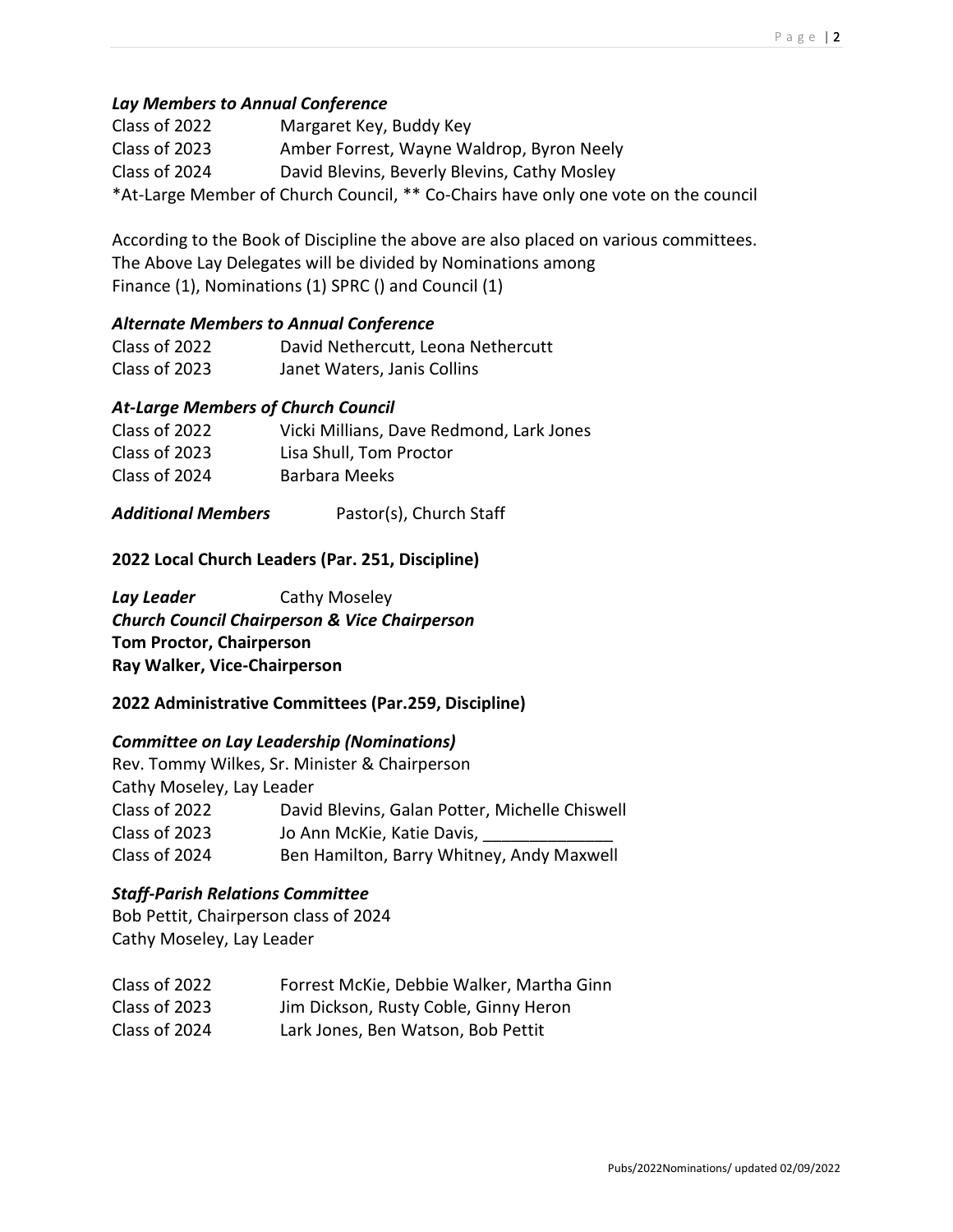### *Lay Members to Annual Conference*

Class of 2022 Margaret Key, Buddy Key
Class of 2023 Amber Forrest, Wayne Waldrop, Byron Neely
Class of 2024 David Blevins, Beverly Blevins, Cathy Mosley
*At-Large Member of Church Council, ** Co-Chairs have only one vote on the council

According to the Book of Discipline the above are also placed on various committees.
The Above Lay Delegates will be divided by Nominations among
Finance (1), Nominations (1) SPRC () and Council (1)

### *Alternate Members to Annual Conference*

Class of 2022 David Nethercutt, Leona Nethercutt
Class of 2023 Janet Waters, Janis Collins

### *At-Large Members of Church Council*

Class of 2022 Vicki Millians, Dave Redmond, Lark Jones
Class of 2023 Lisa Shull, Tom Proctor
Class of 2024 Barbara Meeks

***Additional Members*** Pastor(s), Church Staff

### 2022 Local Church Leaders (Par. 251, Discipline)

***Lay Leader*** Cathy Moseley
***Church Council Chairperson & Vice Chairperson***
**Tom Proctor, Chairperson**
**Ray Walker, Vice-Chairperson**

### 2022 Administrative Committees (Par.259, Discipline)

### *Committee on Lay Leadership (Nominations)*

Rev. Tommy Wilkes, Sr. Minister & Chairperson
Cathy Moseley, Lay Leader
Class of 2022 David Blevins, Galan Potter, Michelle Chiswell
Class of 2023 Jo Ann McKie, Katie Davis, ______________
Class of 2024 Ben Hamilton, Barry Whitney, Andy Maxwell

### *Staff-Parish Relations Committee*

Bob Pettit, Chairperson class of 2024
Cathy Moseley, Lay Leader

Class of 2022 Forrest McKie, Debbie Walker, Martha Ginn
Class of 2023 Jim Dickson, Rusty Coble, Ginny Heron
Class of 2024 Lark Jones, Ben Watson, Bob Pettit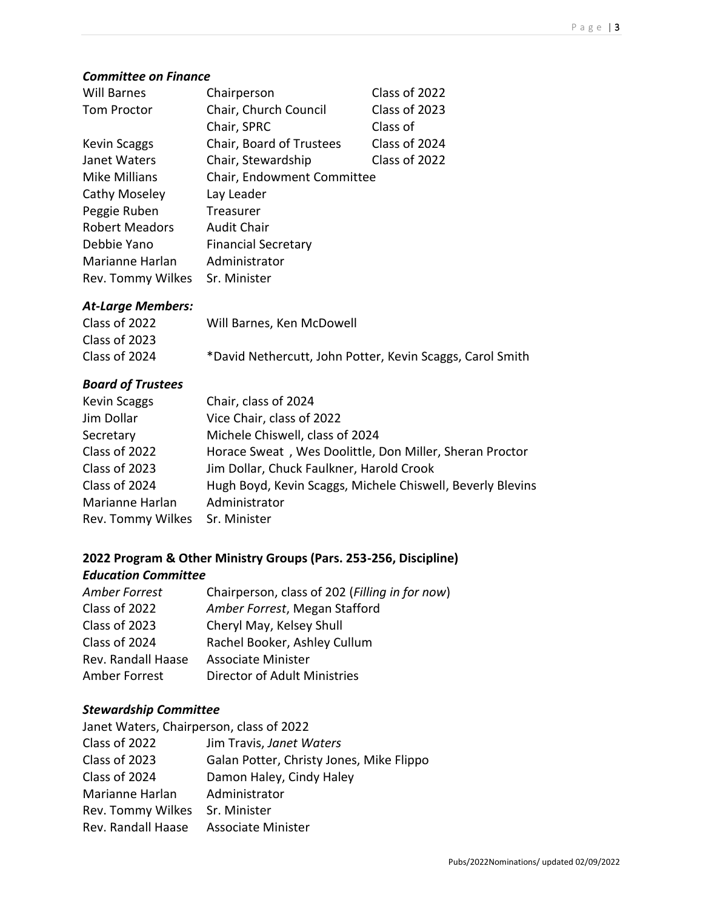### *Committee on Finance*

| | | |
|---|---|---|
| Will Barnes | Chairperson | Class of 2022 |
| Tom Proctor | Chair, Church Council | Class of 2023 |
| | Chair, SPRC | Class of |
| Kevin Scaggs | Chair, Board of Trustees | Class of 2024 |
| Janet Waters | Chair, Stewardship | Class of 2022 |
| Mike Millians | Chair, Endowment Committee | |
| Cathy Moseley | Lay Leader | |
| Peggie Ruben | Treasurer | |
| Robert Meadors | Audit Chair | |
| Debbie Yano | Financial Secretary | |
| Marianne Harlan | Administrator | |
| Rev. Tommy Wilkes | Sr. Minister | |

### *At-Large Members:*

| | |
|---|---|
| Class of 2022 | Will Barnes, Ken McDowell |
| Class of 2023 | |
| Class of 2024 | *David Nethercutt, John Potter, Kevin Scaggs, Carol Smith |

### *Board of Trustees*

| | |
|---|---|
| Kevin Scaggs | Chair, class of 2024 |
| Jim Dollar | Vice Chair, class of 2022 |
| Secretary | Michele Chiswell, class of 2024 |
| Class of 2022 | Horace Sweat , Wes Doolittle, Don Miller, Sheran Proctor |
| Class of 2023 | Jim Dollar, Chuck Faulkner, Harold Crook |
| Class of 2024 | Hugh Boyd, Kevin Scaggs, Michele Chiswell, Beverly Blevins |
| Marianne Harlan | Administrator |
| Rev. Tommy Wilkes | Sr. Minister |

## 2022 Program & Other Ministry Groups (Pars. 253-256, Discipline)

### *Education Committee*

| | |
|---|---|
| *Amber Forrest* | Chairperson, class of 202 (*Filling in for now*) |
| Class of 2022 | *Amber Forrest*, Megan Stafford |
| Class of 2023 | Cheryl May, Kelsey Shull |
| Class of 2024 | Rachel Booker, Ashley Cullum |
| Rev. Randall Haase | Associate Minister |
| Amber Forrest | Director of Adult Ministries |

### *Stewardship Committee*

Janet Waters, Chairperson, class of 2022

| | |
|---|---|
| Class of 2022 | Jim Travis, *Janet Waters* |
| Class of 2023 | Galan Potter, Christy Jones, Mike Flippo |
| Class of 2024 | Damon Haley, Cindy Haley |
| Marianne Harlan | Administrator |
| Rev. Tommy Wilkes | Sr. Minister |
| Rev. Randall Haase | Associate Minister |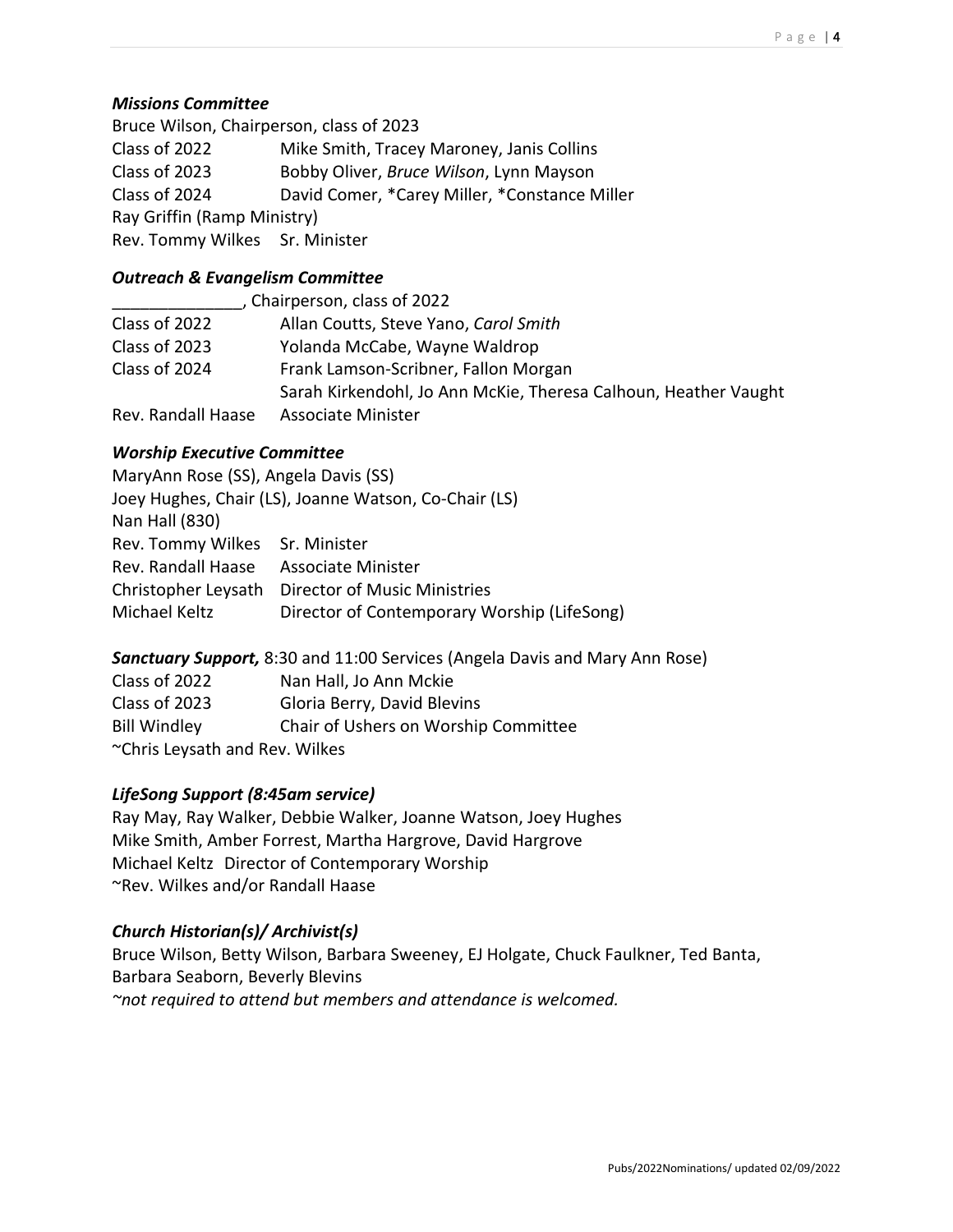### ***Missions Committee***

Bruce Wilson, Chairperson, class of 2023

| | |
|---|---|
| Class of 2022 | Mike Smith, Tracey Maroney, Janis Collins |
| Class of 2023 | Bobby Oliver, *Bruce Wilson*, Lynn Mayson |
| Class of 2024 | David Comer, *Carey Miller, *Constance Miller |

Ray Griffin (Ramp Ministry)
Rev. Tommy Wilkes Sr. Minister

### ***Outreach & Evangelism Committee***

______________, Chairperson, class of 2022

| | |
|---|---|
| Class of 2022 | Allan Coutts, Steve Yano, *Carol Smith* |
| Class of 2023 | Yolanda McCabe, Wayne Waldrop |
| Class of 2024 | Frank Lamson-Scribner, Fallon Morgan |
| | Sarah Kirkendohl, Jo Ann McKie, Theresa Calhoun, Heather Vaught |
| Rev. Randall Haase | Associate Minister |

### ***Worship Executive Committee***

MaryAnn Rose (SS), Angela Davis (SS)
Joey Hughes, Chair (LS), Joanne Watson, Co-Chair (LS)
Nan Hall (830)

| | |
|---|---|
| Rev. Tommy Wilkes | Sr. Minister |
| Rev. Randall Haase | Associate Minister |
| Christopher Leysath | Director of Music Ministries |
| Michael Keltz | Director of Contemporary Worship (LifeSong) |

***Sanctuary Support,*** 8:30 and 11:00 Services (Angela Davis and Mary Ann Rose)

| | |
|---|---|
| Class of 2022 | Nan Hall, Jo Ann Mckie |
| Class of 2023 | Gloria Berry, David Blevins |
| Bill Windley | Chair of Ushers on Worship Committee |

~Chris Leysath and Rev. Wilkes

### ***LifeSong Support (8:45am service)***

Ray May, Ray Walker, Debbie Walker, Joanne Watson, Joey Hughes
Mike Smith, Amber Forrest, Martha Hargrove, David Hargrove
Michael Keltz Director of Contemporary Worship
~Rev. Wilkes and/or Randall Haase

### ***Church Historian(s)/ Archivist(s)***

Bruce Wilson, Betty Wilson, Barbara Sweeney, EJ Holgate, Chuck Faulkner, Ted Banta, Barbara Seaborn, Beverly Blevins

*~not required to attend but members and attendance is welcomed.*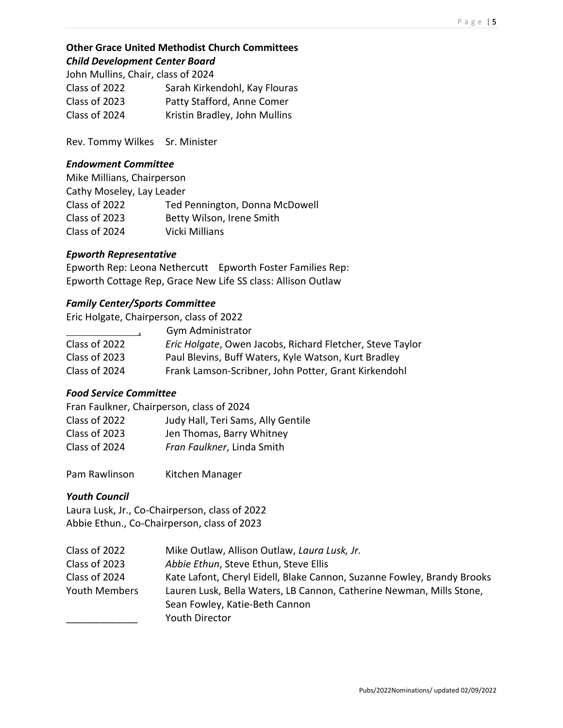**Other Grace United Methodist Church Committees**

***Child Development Center Board***

John Mullins, Chair, class of 2024

| | |
|---|---|
| Class of 2022 | Sarah Kirkendohl, Kay Flouras |
| Class of 2023 | Patty Stafford, Anne Comer |
| Class of 2024 | Kristin Bradley, John Mullins |

Rev. Tommy Wilkes Sr. Minister

***Endowment Committee***

Mike Millians, Chairperson
Cathy Moseley, Lay Leader

| | |
|---|---|
| Class of 2022 | Ted Pennington, Donna McDowell |
| Class of 2023 | Betty Wilson, Irene Smith |
| Class of 2024 | Vicki Millians |

***Epworth Representative***

Epworth Rep: Leona Nethercutt Epworth Foster Families Rep:
Epworth Cottage Rep, Grace New Life SS class: Allison Outlaw

***Family Center/Sports Committee***

Eric Holgate, Chairperson, class of 2022

| | |
|---|---|
| ____________, | Gym Administrator |
| Class of 2022 | *Eric Holgate*, Owen Jacobs, Richard Fletcher, Steve Taylor |
| Class of 2023 | Paul Blevins, Buff Waters, Kyle Watson, Kurt Bradley |
| Class of 2024 | Frank Lamson-Scribner, John Potter, Grant Kirkendohl |

***Food Service Committee***

Fran Faulkner, Chairperson, class of 2024

| | |
|---|---|
| Class of 2022 | Judy Hall, Teri Sams, Ally Gentile |
| Class of 2023 | Jen Thomas, Barry Whitney |
| Class of 2024 | *Fran Faulkner*, Linda Smith |

Pam Rawlinson Kitchen Manager

***Youth Council***

Laura Lusk, Jr., Co-Chairperson, class of 2022
Abbie Ethun., Co-Chairperson, class of 2023

| | |
|---|---|
| Class of 2022 | Mike Outlaw, Allison Outlaw, *Laura Lusk, Jr.* |
| Class of 2023 | *Abbie Ethun*, Steve Ethun, Steve Ellis |
| Class of 2024 | Kate Lafont, Cheryl Eidell, Blake Cannon, Suzanne Fowley, Brandy Brooks |
| Youth Members | Lauren Lusk, Bella Waters, LB Cannon, Catherine Newman, Mills Stone, Sean Fowley, Katie-Beth Cannon |
| _____________ | Youth Director |

Pubs/2022Nominations/ updated 02/09/2022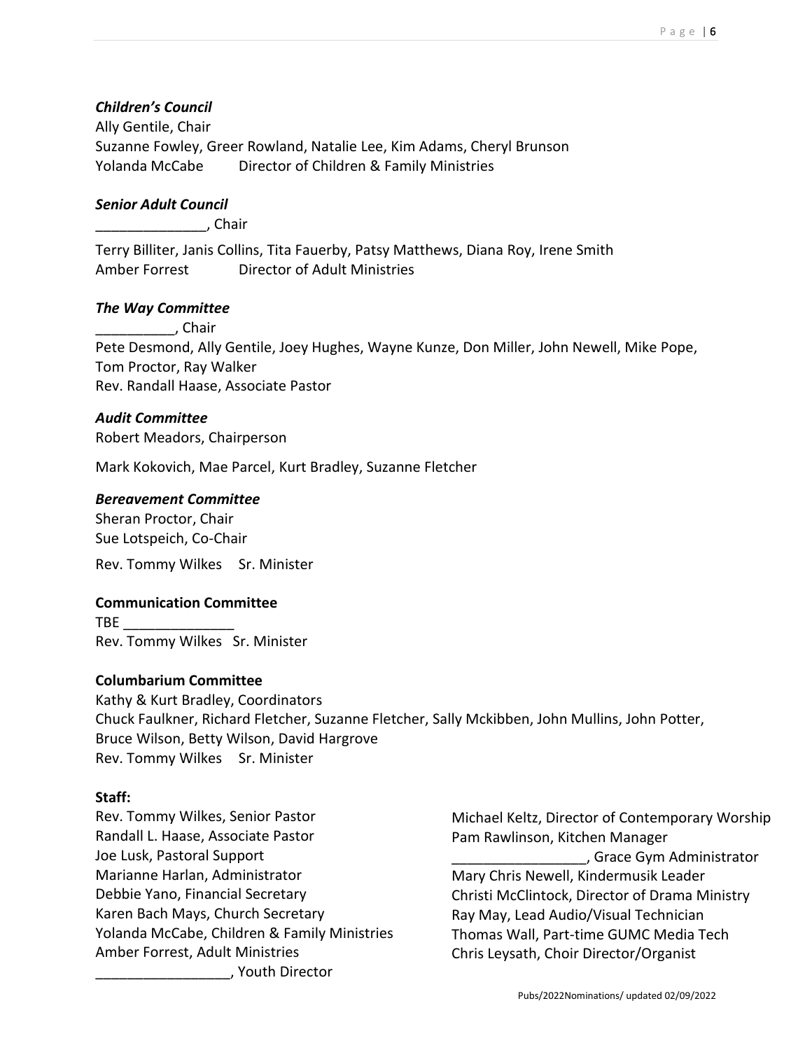### *Children's Council*

Ally Gentile, Chair
Suzanne Fowley, Greer Rowland, Natalie Lee, Kim Adams, Cheryl Brunson
Yolanda McCabe Director of Children & Family Ministries

### *Senior Adult Council*

______________, Chair

Terry Billiter, Janis Collins, Tita Fauerby, Patsy Matthews, Diana Roy, Irene Smith
Amber Forrest Director of Adult Ministries

### *The Way Committee*

__________, Chair
Pete Desmond, Ally Gentile, Joey Hughes, Wayne Kunze, Don Miller, John Newell, Mike Pope, Tom Proctor, Ray Walker
Rev. Randall Haase, Associate Pastor

### *Audit Committee*

Robert Meadors, Chairperson

Mark Kokovich, Mae Parcel, Kurt Bradley, Suzanne Fletcher

### *Bereavement Committee*

Sheran Proctor, Chair
Sue Lotspeich, Co-Chair

Rev. Tommy Wilkes Sr. Minister

### Communication Committee

TBE ______________
Rev. Tommy Wilkes Sr. Minister

### Columbarium Committee

Kathy & Kurt Bradley, Coordinators
Chuck Faulkner, Richard Fletcher, Suzanne Fletcher, Sally Mckibben, John Mullins, John Potter, Bruce Wilson, Betty Wilson, David Hargrove
Rev. Tommy Wilkes Sr. Minister

### Staff:

Rev. Tommy Wilkes, Senior Pastor
Randall L. Haase, Associate Pastor
Joe Lusk, Pastoral Support
Marianne Harlan, Administrator
Debbie Yano, Financial Secretary
Karen Bach Mays, Church Secretary
Yolanda McCabe, Children & Family Ministries
Amber Forrest, Adult Ministries
_________________, Youth Director
Michael Keltz, Director of Contemporary Worship
Pam Rawlinson, Kitchen Manager
_________________, Grace Gym Administrator
Mary Chris Newell, Kindermusik Leader
Christi McClintock, Director of Drama Ministry
Ray May, Lead Audio/Visual Technician
Thomas Wall, Part-time GUMC Media Tech
Chris Leysath, Choir Director/Organist

Pubs/2022Nominations/ updated 02/09/2022